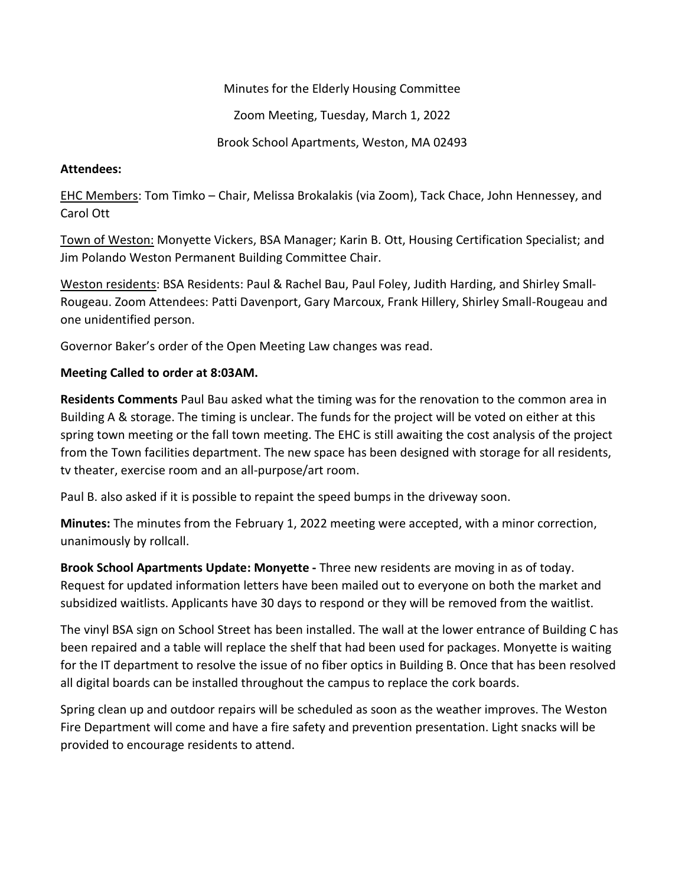Minutes for the Elderly Housing Committee

Zoom Meeting, Tuesday, March 1, 2022

Brook School Apartments, Weston, MA 02493

**Attendees:**

EHC Members: Tom Timko – Chair, Melissa Brokalakis (via Zoom), Tack Chace, John Hennessey, and Carol Ott

Town of Weston: Monyette Vickers, BSA Manager; Karin B. Ott, Housing Certification Specialist; and Jim Polando Weston Permanent Building Committee Chair.

Weston residents: BSA Residents: Paul & Rachel Bau, Paul Foley, Judith Harding, and Shirley Small-Rougeau. Zoom Attendees: Patti Davenport, Gary Marcoux, Frank Hillery, Shirley Small-Rougeau and one unidentified person.

Governor Baker's order of the Open Meeting Law changes was read.

**Meeting Called to order at 8:03AM.**

**Residents Comments** Paul Bau asked what the timing was for the renovation to the common area in Building A & storage. The timing is unclear. The funds for the project will be voted on either at this spring town meeting or the fall town meeting. The EHC is still awaiting the cost analysis of the project from the Town facilities department. The new space has been designed with storage for all residents, tv theater, exercise room and an all-purpose/art room.

Paul B. also asked if it is possible to repaint the speed bumps in the driveway soon.

**Minutes:** The minutes from the February 1, 2022 meeting were accepted, with a minor correction, unanimously by rollcall.

**Brook School Apartments Update: Monyette -** Three new residents are moving in as of today. Request for updated information letters have been mailed out to everyone on both the market and subsidized waitlists. Applicants have 30 days to respond or they will be removed from the waitlist.

The vinyl BSA sign on School Street has been installed. The wall at the lower entrance of Building C has been repaired and a table will replace the shelf that had been used for packages. Monyette is waiting for the IT department to resolve the issue of no fiber optics in Building B. Once that has been resolved all digital boards can be installed throughout the campus to replace the cork boards.

Spring clean up and outdoor repairs will be scheduled as soon as the weather improves. The Weston Fire Department will come and have a fire safety and prevention presentation. Light snacks will be provided to encourage residents to attend.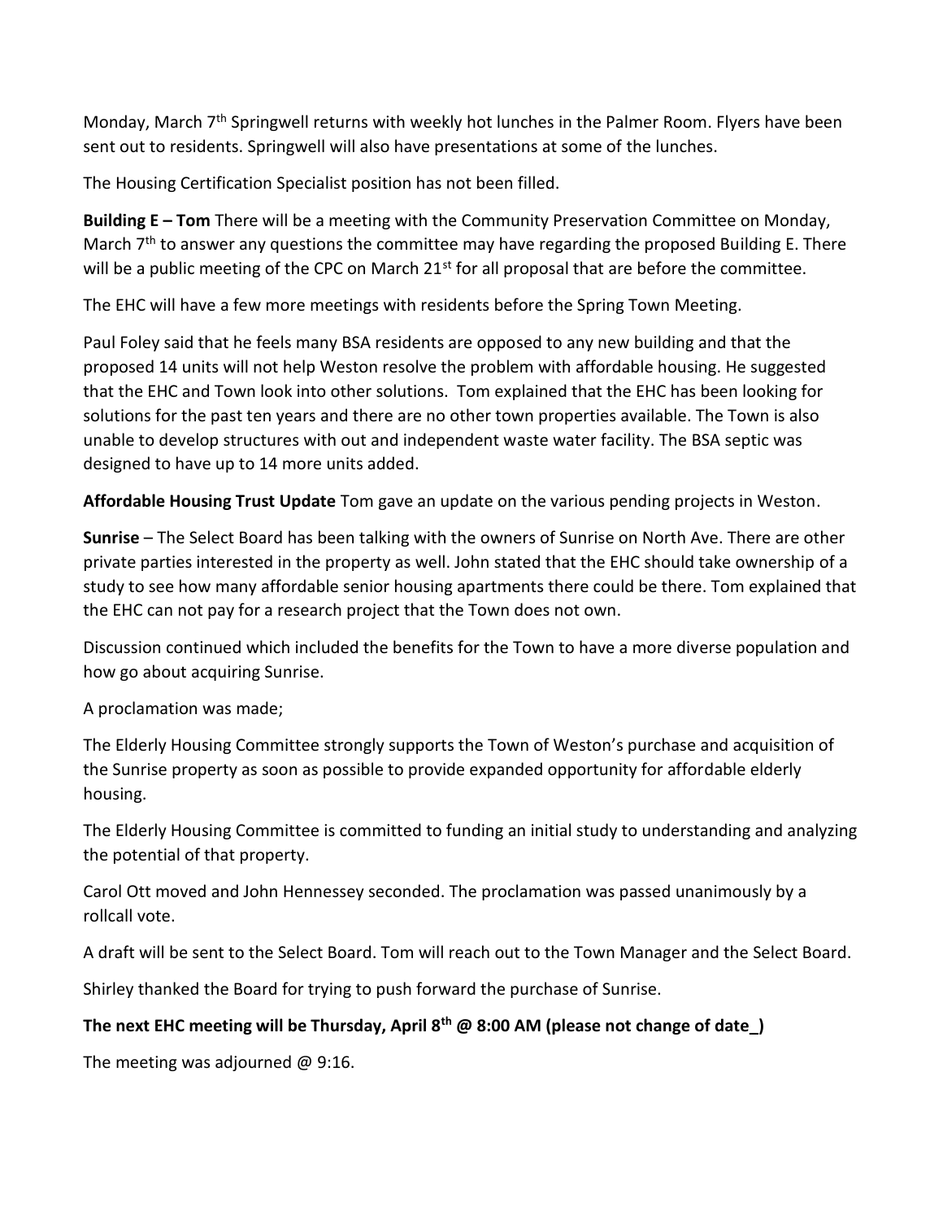Monday, March 7th Springwell returns with weekly hot lunches in the Palmer Room. Flyers have been sent out to residents. Springwell will also have presentations at some of the lunches.

The Housing Certification Specialist position has not been filled.

**Building E – Tom** There will be a meeting with the Community Preservation Committee on Monday, March 7th to answer any questions the committee may have regarding the proposed Building E. There will be a public meeting of the CPC on March 21st for all proposal that are before the committee.

The EHC will have a few more meetings with residents before the Spring Town Meeting.

Paul Foley said that he feels many BSA residents are opposed to any new building and that the proposed 14 units will not help Weston resolve the problem with affordable housing. He suggested that the EHC and Town look into other solutions. Tom explained that the EHC has been looking for solutions for the past ten years and there are no other town properties available. The Town is also unable to develop structures with out and independent waste water facility. The BSA septic was designed to have up to 14 more units added.

**Affordable Housing Trust Update** Tom gave an update on the various pending projects in Weston.

**Sunrise** – The Select Board has been talking with the owners of Sunrise on North Ave. There are other private parties interested in the property as well. John stated that the EHC should take ownership of a study to see how many affordable senior housing apartments there could be there. Tom explained that the EHC can not pay for a research project that the Town does not own.

Discussion continued which included the benefits for the Town to have a more diverse population and how go about acquiring Sunrise.

A proclamation was made;

The Elderly Housing Committee strongly supports the Town of Weston's purchase and acquisition of the Sunrise property as soon as possible to provide expanded opportunity for affordable elderly housing.

The Elderly Housing Committee is committed to funding an initial study to understanding and analyzing the potential of that property.

Carol Ott moved and John Hennessey seconded. The proclamation was passed unanimously by a rollcall vote.

A draft will be sent to the Select Board. Tom will reach out to the Town Manager and the Select Board.

Shirley thanked the Board for trying to push forward the purchase of Sunrise.

**The next EHC meeting will be Thursday, April 8th @ 8:00 AM (please not change of date_)**

The meeting was adjourned @ 9:16.